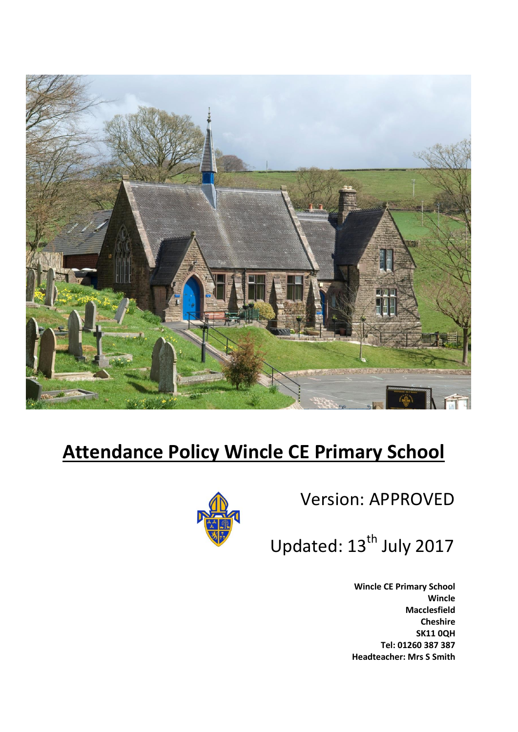# Attendance Policy Wincle CE Primary School

Version: APPROVED

Updated: 13th July 2017

**Wincle CE Primary School**
**Wincle**
**Macclesfield**
**Cheshire**
**SK11 0QH**
**Tel: 01260 387 387**
**Headteacher: Mrs S Smith**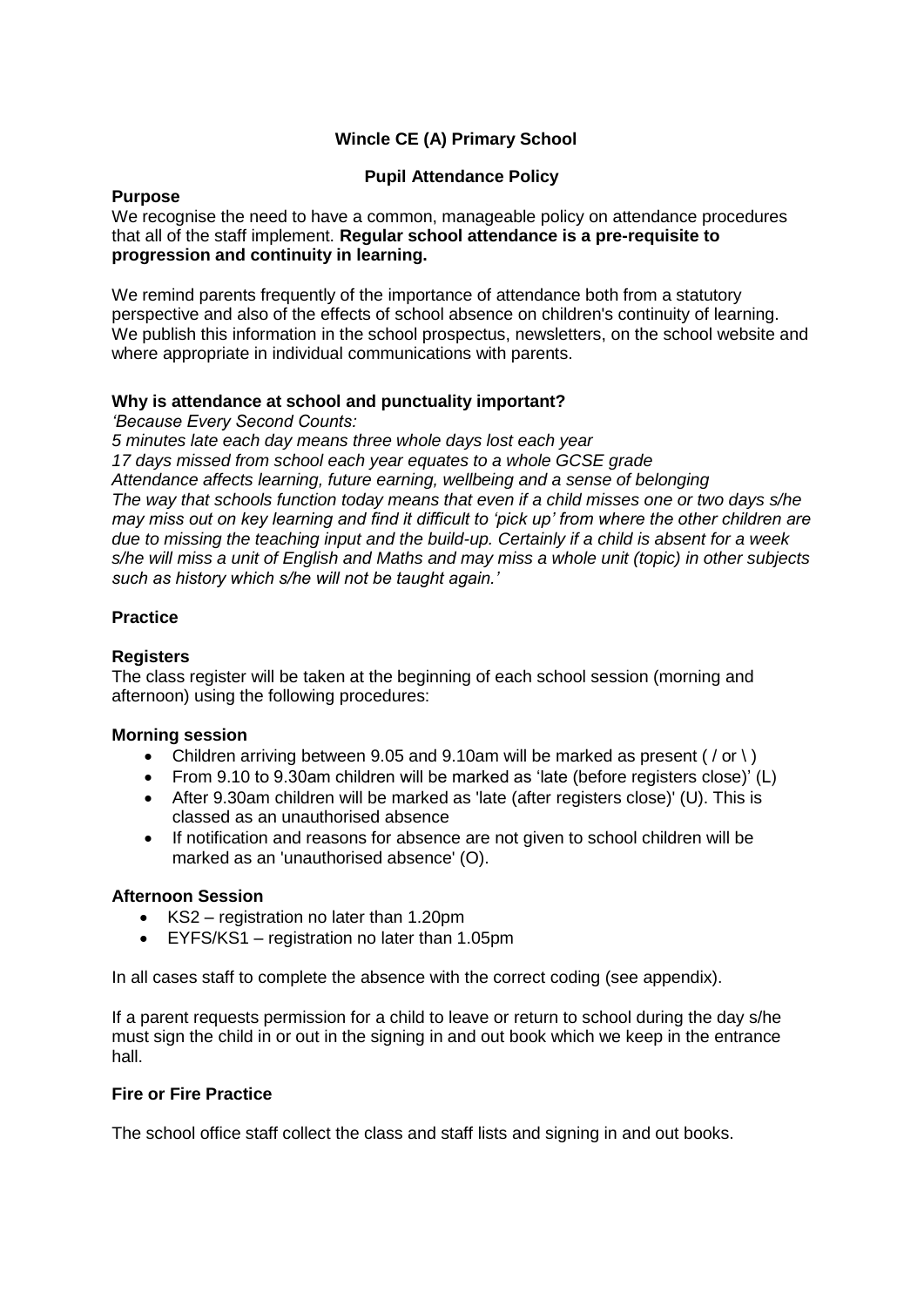# Wincle CE (A) Primary School

## Pupil Attendance Policy

### Purpose

We recognise the need to have a common, manageable policy on attendance procedures that all of the staff implement. **Regular school attendance is a pre-requisite to progression and continuity in learning.**

We remind parents frequently of the importance of attendance both from a statutory perspective and also of the effects of school absence on children's continuity of learning. We publish this information in the school prospectus, newsletters, on the school website and where appropriate in individual communications with parents.

### Why is attendance at school and punctuality important?

*'Because Every Second Counts:*
*5 minutes late each day means three whole days lost each year*
*17 days missed from school each year equates to a whole GCSE grade*
*Attendance affects learning, future earning, wellbeing and a sense of belonging*
*The way that schools function today means that even if a child misses one or two days s/he may miss out on key learning and find it difficult to 'pick up' from where the other children are due to missing the teaching input and the build-up. Certainly if a child is absent for a week s/he will miss a unit of English and Maths and may miss a whole unit (topic) in other subjects such as history which s/he will not be taught again.'*

### Practice

### Registers

The class register will be taken at the beginning of each school session (morning and afternoon) using the following procedures:

### Morning session

- Children arriving between 9.05 and 9.10am will be marked as present ( / or \ )
- From 9.10 to 9.30am children will be marked as 'late (before registers close)' (L)
- After 9.30am children will be marked as 'late (after registers close)' (U). This is classed as an unauthorised absence
- If notification and reasons for absence are not given to school children will be marked as an 'unauthorised absence' (O).

### Afternoon Session

- KS2 – registration no later than 1.20pm
- EYFS/KS1 – registration no later than 1.05pm

In all cases staff to complete the absence with the correct coding (see appendix).

If a parent requests permission for a child to leave or return to school during the day s/he must sign the child in or out in the signing in and out book which we keep in the entrance hall.

### Fire or Fire Practice

The school office staff collect the class and staff lists and signing in and out books.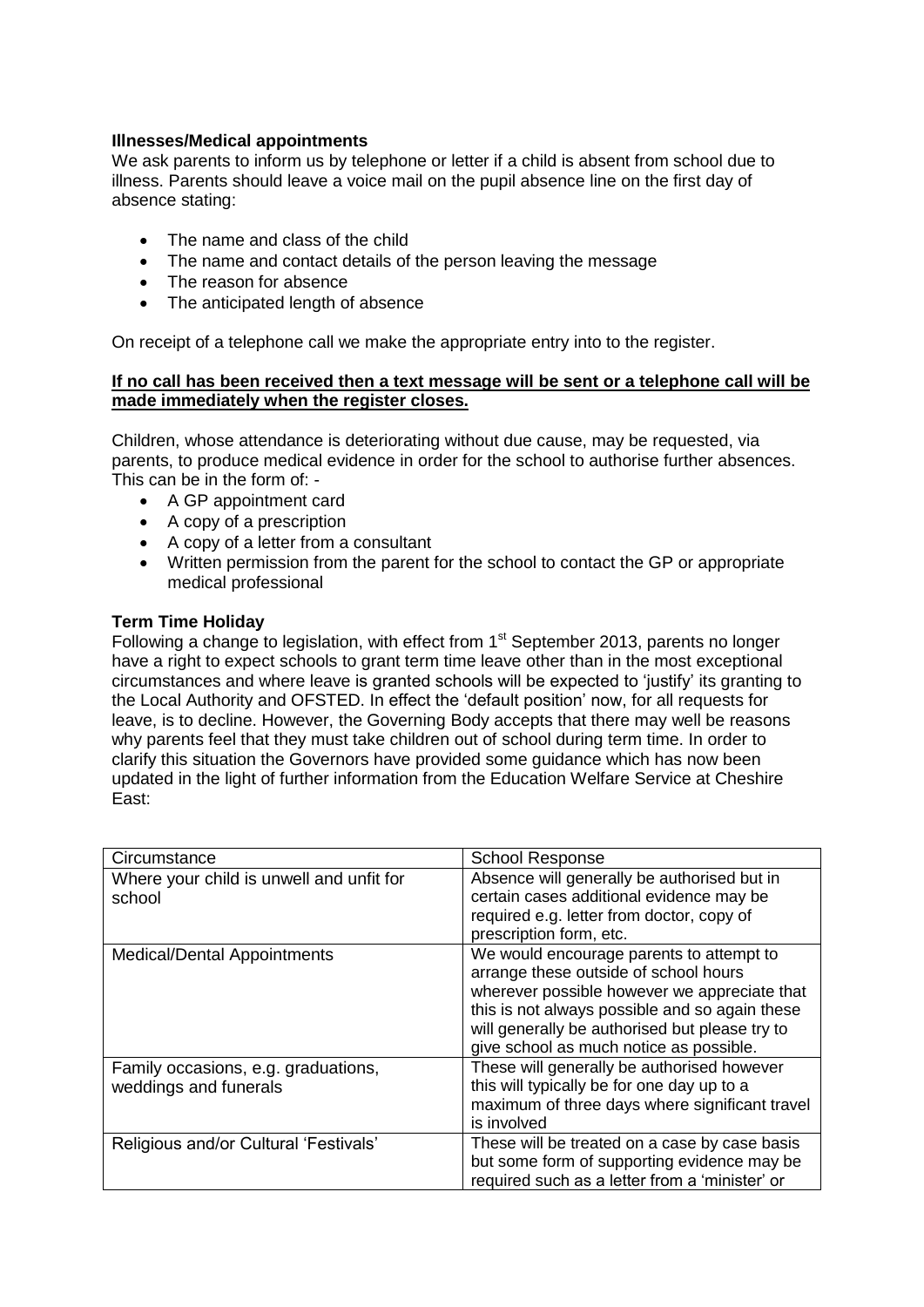**Illnesses/Medical appointments**

We ask parents to inform us by telephone or letter if a child is absent from school due to illness. Parents should leave a voice mail on the pupil absence line on the first day of absence stating:

- The name and class of the child
- The name and contact details of the person leaving the message
- The reason for absence
- The anticipated length of absence

On receipt of a telephone call we make the appropriate entry into to the register.

**If no call has been received then a text message will be sent or a telephone call will be made immediately when the register closes.**

Children, whose attendance is deteriorating without due cause, may be requested, via parents, to produce medical evidence in order for the school to authorise further absences. This can be in the form of: -

- A GP appointment card
- A copy of a prescription
- A copy of a letter from a consultant
- Written permission from the parent for the school to contact the GP or appropriate medical professional

**Term Time Holiday**

Following a change to legislation, with effect from 1st September 2013, parents no longer have a right to expect schools to grant term time leave other than in the most exceptional circumstances and where leave is granted schools will be expected to 'justify' its granting to the Local Authority and OFSTED. In effect the 'default position' now, for all requests for leave, is to decline. However, the Governing Body accepts that there may well be reasons why parents feel that they must take children out of school during term time. In order to clarify this situation the Governors have provided some guidance which has now been updated in the light of further information from the Education Welfare Service at Cheshire East:

| Circumstance | School Response |
|---|---|
| Where your child is unwell and unfit for school | Absence will generally be authorised but in certain cases additional evidence may be required e.g. letter from doctor, copy of prescription form, etc. |
| Medical/Dental Appointments | We would encourage parents to attempt to arrange these outside of school hours wherever possible however we appreciate that this is not always possible and so again these will generally be authorised but please try to give school as much notice as possible. |
| Family occasions, e.g. graduations, weddings and funerals | These will generally be authorised however this will typically be for one day up to a maximum of three days where significant travel is involved |
| Religious and/or Cultural 'Festivals' | These will be treated on a case by case basis but some form of supporting evidence may be required such as a letter from a 'minister' or |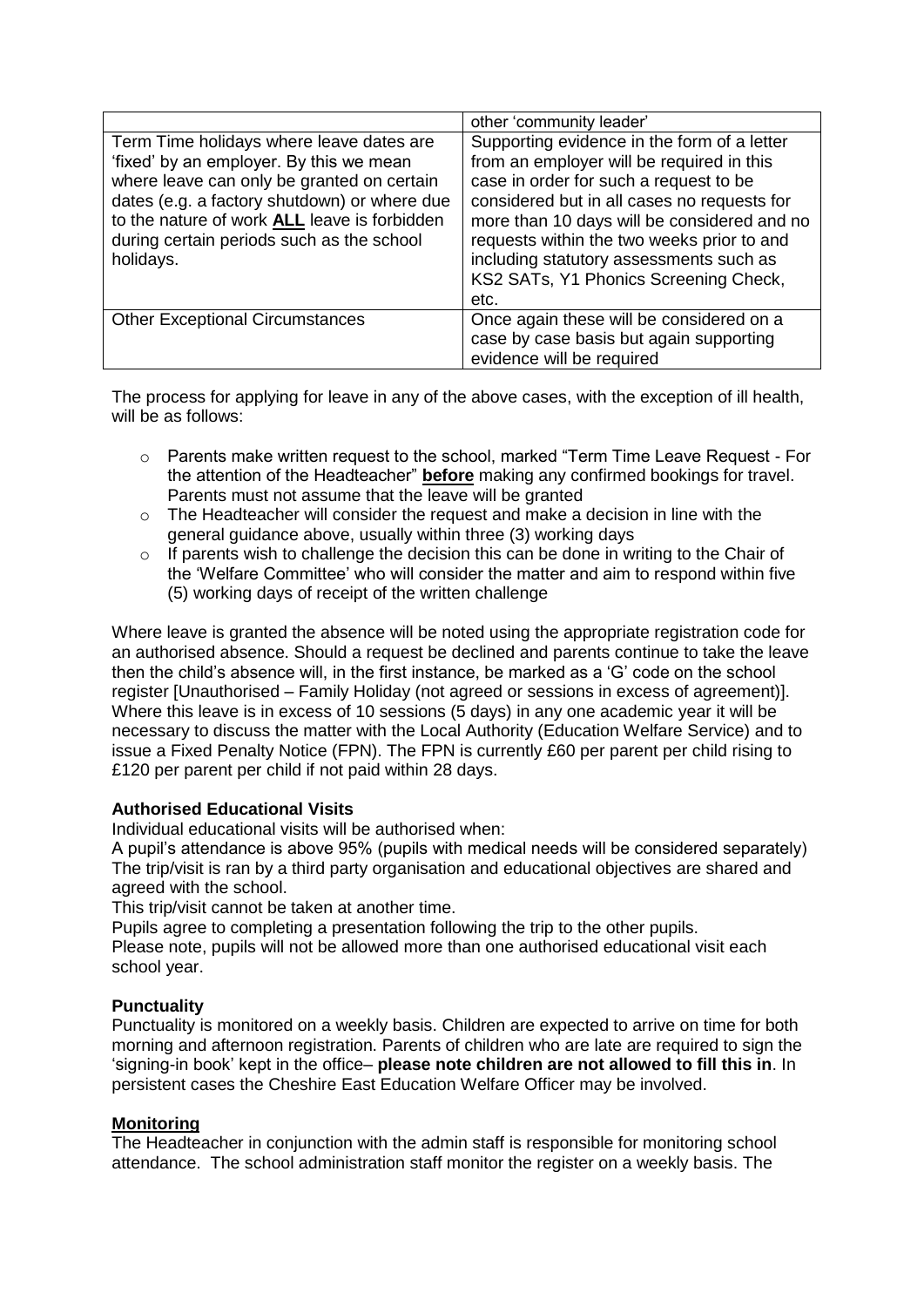| | |
|---|---|
| | other 'community leader' |
| Term Time holidays where leave dates are 'fixed' by an employer. By this we mean where leave can only be granted on certain dates (e.g. a factory shutdown) or where due to the nature of work **ALL** leave is forbidden during certain periods such as the school holidays. | Supporting evidence in the form of a letter from an employer will be required in this case in order for such a request to be considered but in all cases no requests for more than 10 days will be considered and no requests within the two weeks prior to and including statutory assessments such as KS2 SATs, Y1 Phonics Screening Check, etc. |
| Other Exceptional Circumstances | Once again these will be considered on a case by case basis but again supporting evidence will be required |

The process for applying for leave in any of the above cases, with the exception of ill health, will be as follows:

- Parents make written request to the school, marked "Term Time Leave Request - For the attention of the Headteacher" **before** making any confirmed bookings for travel. Parents must not assume that the leave will be granted
- The Headteacher will consider the request and make a decision in line with the general guidance above, usually within three (3) working days
- If parents wish to challenge the decision this can be done in writing to the Chair of the 'Welfare Committee' who will consider the matter and aim to respond within five (5) working days of receipt of the written challenge

Where leave is granted the absence will be noted using the appropriate registration code for an authorised absence. Should a request be declined and parents continue to take the leave then the child's absence will, in the first instance, be marked as a 'G' code on the school register [Unauthorised – Family Holiday (not agreed or sessions in excess of agreement)]. Where this leave is in excess of 10 sessions (5 days) in any one academic year it will be necessary to discuss the matter with the Local Authority (Education Welfare Service) and to issue a Fixed Penalty Notice (FPN). The FPN is currently £60 per parent per child rising to £120 per parent per child if not paid within 28 days.

**Authorised Educational Visits**

Individual educational visits will be authorised when:

A pupil's attendance is above 95% (pupils with medical needs will be considered separately)

The trip/visit is ran by a third party organisation and educational objectives are shared and agreed with the school.

This trip/visit cannot be taken at another time.

Pupils agree to completing a presentation following the trip to the other pupils.

Please note, pupils will not be allowed more than one authorised educational visit each school year.

**Punctuality**

Punctuality is monitored on a weekly basis. Children are expected to arrive on time for both morning and afternoon registration. Parents of children who are late are required to sign the 'signing-in book' kept in the office– **please note children are not allowed to fill this in**. In persistent cases the Cheshire East Education Welfare Officer may be involved.

**Monitoring**

The Headteacher in conjunction with the admin staff is responsible for monitoring school attendance. The school administration staff monitor the register on a weekly basis. The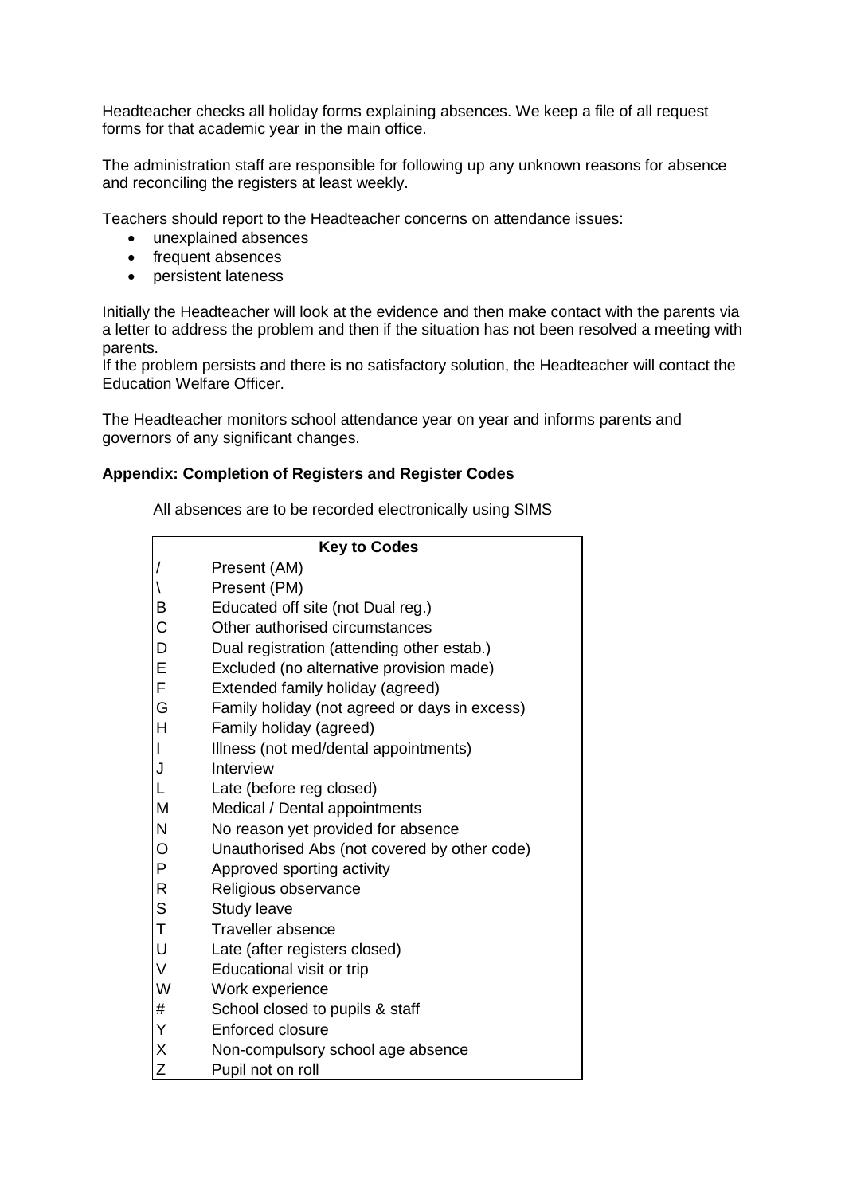Headteacher checks all holiday forms explaining absences. We keep a file of all request forms for that academic year in the main office.

The administration staff are responsible for following up any unknown reasons for absence and reconciling the registers at least weekly.

Teachers should report to the Headteacher concerns on attendance issues:

- unexplained absences
- frequent absences
- persistent lateness

Initially the Headteacher will look at the evidence and then make contact with the parents via a letter to address the problem and then if the situation has not been resolved a meeting with parents.
If the problem persists and there is no satisfactory solution, the Headteacher will contact the Education Welfare Officer.

The Headteacher monitors school attendance year on year and informs parents and governors of any significant changes.

**Appendix: Completion of Registers and Register Codes**

All absences are to be recorded electronically using SIMS

| Key to Codes | |
|---|---|
| / | Present (AM) |
| \ | Present (PM) |
| B | Educated off site (not Dual reg.) |
| C | Other authorised circumstances |
| D | Dual registration (attending other estab.) |
| E | Excluded (no alternative provision made) |
| F | Extended family holiday (agreed) |
| G | Family holiday (not agreed or days in excess) |
| H | Family holiday (agreed) |
| I | Illness (not med/dental appointments) |
| J | Interview |
| L | Late (before reg closed) |
| M | Medical / Dental appointments |
| N | No reason yet provided for absence |
| O | Unauthorised Abs (not covered by other code) |
| P | Approved sporting activity |
| R | Religious observance |
| S | Study leave |
| T | Traveller absence |
| U | Late (after registers closed) |
| V | Educational visit or trip |
| W | Work experience |
| # | School closed to pupils & staff |
| Y | Enforced closure |
| X | Non-compulsory school age absence |
| Z | Pupil not on roll |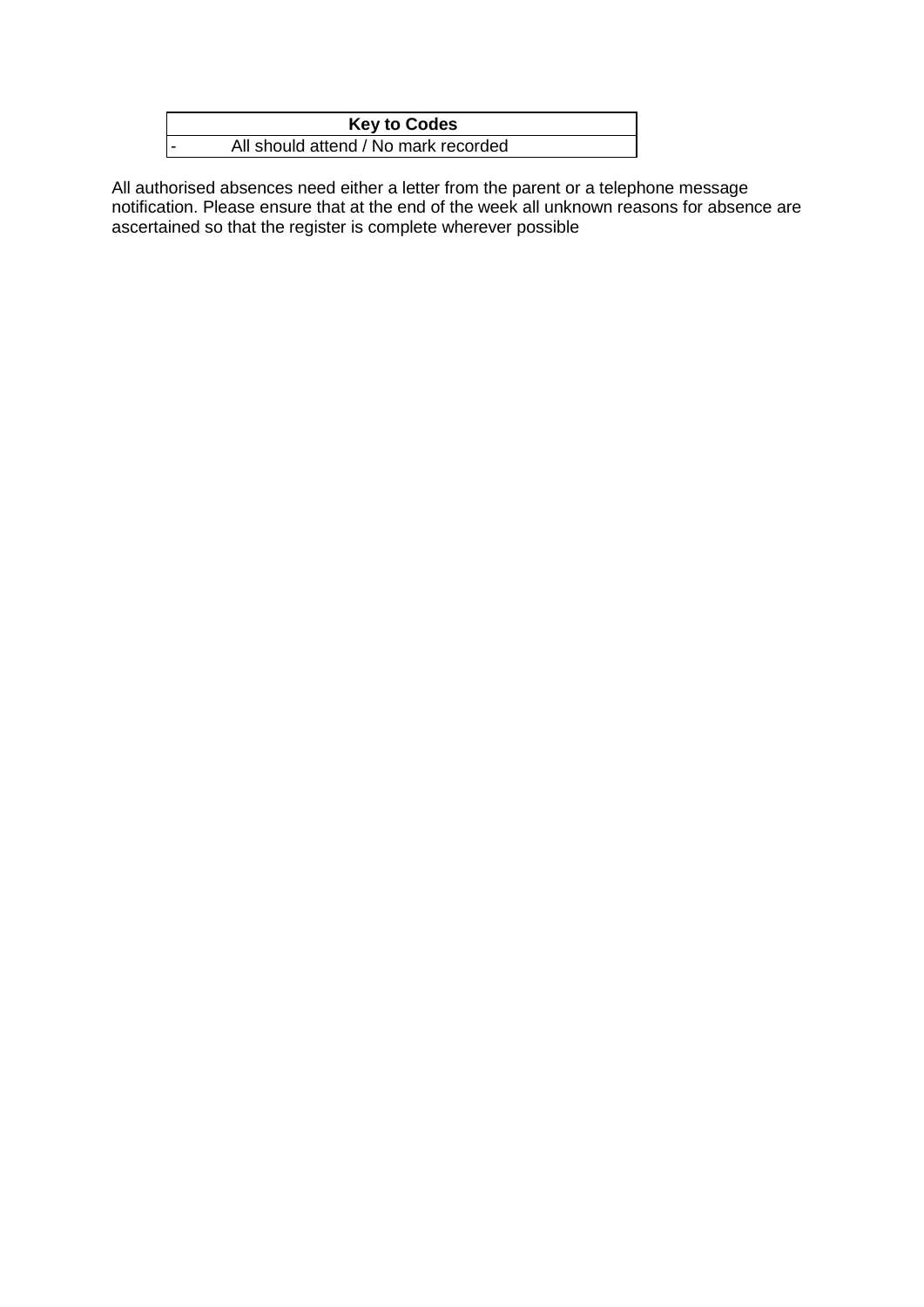| Key to Codes | |
|---|---|
| - | All should attend / No mark recorded |

All authorised absences need either a letter from the parent or a telephone message notification. Please ensure that at the end of the week all unknown reasons for absence are ascertained so that the register is complete wherever possible